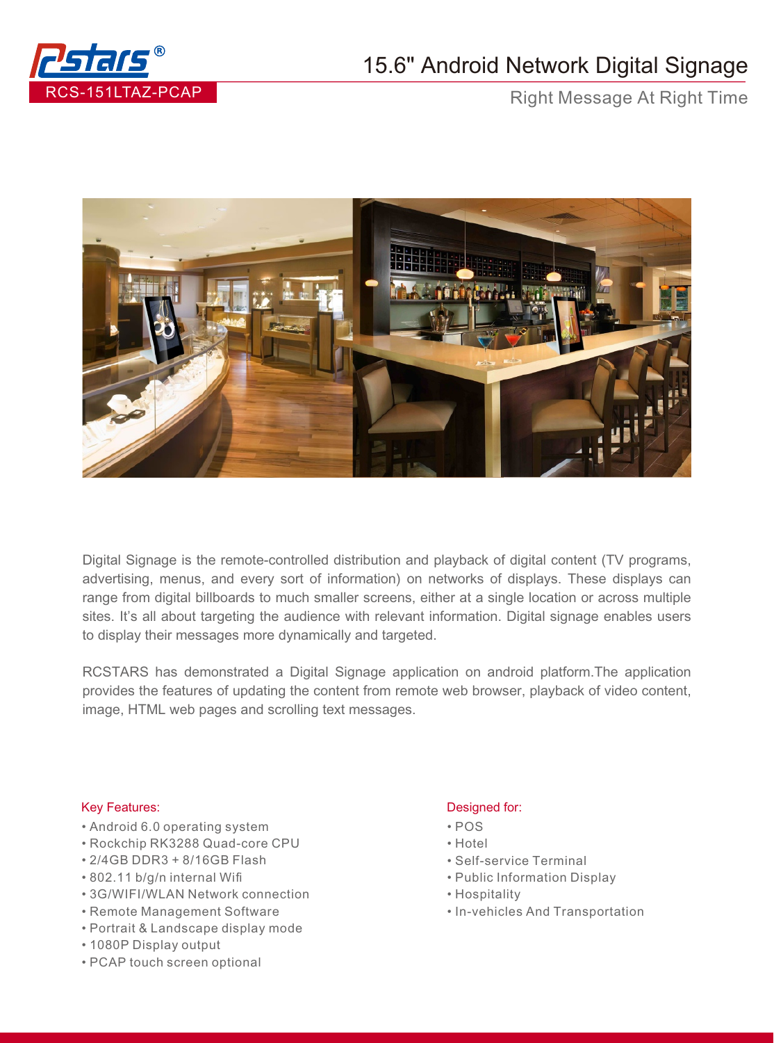RCS-151LTAZ-PCAP

# 15.6" Android Network Digital Signage

Right Message At Right Time

Digital Signage is the remote-controlled distribution and playback of digital content (TV programs, advertising, menus, and every sort of information) on networks of displays. These displays can range from digital billboards to much smaller screens, either at a single location or across multiple sites. It's all about targeting the audience with relevant information. Digital signage enables users to display their messages more dynamically and targeted.

RCSTARS has demonstrated a Digital Signage application on android platform.The application provides the features of updating the content from remote web browser, playback of video content, image, HTML web pages and scrolling text messages.

## Key Features:

- Android 6.0 operating system
- Rockchip RK3288 Quad-core CPU
- 2/4GB DDR3 + 8/16GB Flash
- 802.11 b/g/n internal Wifi
- 3G/WIFI/WLAN Network connection
- Remote Management Software
- Portrait & Landscape display mode
- 1080P Display output
- PCAP touch screen optional

## Designed for:

- POS
- Hotel
- Self-service Terminal
- Public Information Display
- Hospitality
- In-vehicles And Transportation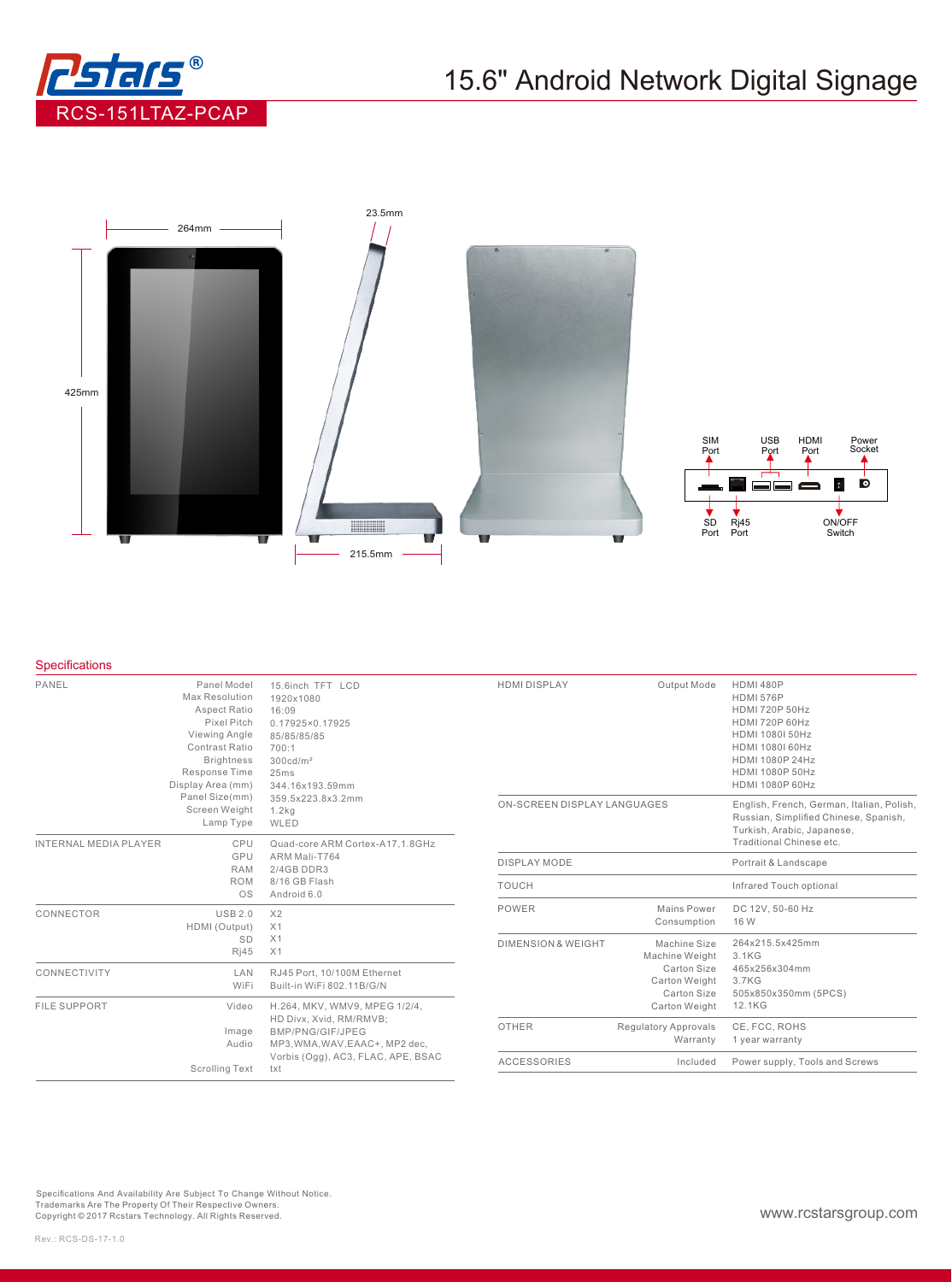# 15.6" Android Network Digital Signage

RCS-151LTAZ-PCAP

264mm

23.5mm

425mm

215.5mm

SIM Port
USB Port
HDMI Port
Power Socket
SD Port
Rj45 Port
ON/OFF Switch

## Specifications

| | | |
|---|---|---|
| PANEL | Panel Model | 15.6inch TFT LCD |
| | Max Resolution | 1920x1080 |
| | Aspect Ratio | 16:09 |
| | Pixel Pitch | 0.17925×0.17925 |
| | Viewing Angle | 85/85/85/85 |
| | Contrast Ratio | 700:1 |
| | Brightness | 300cd/m² |
| | Response Time | 25ms |
| | Display Area (mm) | 344.16x193.59mm |
| | Panel Size(mm) | 359.5x223.8x3.2mm |
| | Screen Weight | 1.2kg |
| | Lamp Type | WLED |
| INTERNAL MEDIA PLAYER | CPU | Quad-core ARM Cortex-A17,1.8GHz |
| | GPU | ARM Mali-T764 |
| | RAM | 2/4GB DDR3 |
| | ROM | 8/16 GB Flash |
| | OS | Android 6.0 |
| CONNECTOR | USB 2.0 | X2 |
| | HDMI (Output) | X1 |
| | SD | X1 |
| | Rj45 | X1 |
| CONNECTIVITY | LAN | RJ45 Port, 10/100M Ethernet |
| | WiFi | Built-in WiFi 802.11B/G/N |
| FILE SUPPORT | Video | H.264, MKV, WMV9, MPEG 1/2/4, HD Divx, Xvid, RM/RMVB; |
| | Image | BMP/PNG/GIF/JPEG |
| | Audio | MP3,WMA,WAV,EAAC+, MP2 dec, Vorbis (Ogg), AC3, FLAC, APE, BSAC |
| | Scrolling Text | txt |

| | | |
|---|---|---|
| HDMI DISPLAY | Output Mode | HDMI 480P<br>HDMI 576P<br>HDMI 720P 50Hz<br>HDMI 720P 60Hz<br>HDMI 1080I 50Hz<br>HDMI 1080I 60Hz<br>HDMI 1080P 24Hz<br>HDMI 1080P 50Hz<br>HDMI 1080P 60Hz |
| ON-SCREEN DISPLAY LANGUAGES | | English, French, German, Italian, Polish, Russian, Simplified Chinese, Spanish, Turkish, Arabic, Japanese, Traditional Chinese etc. |
| DISPLAY MODE | | Portrait & Landscape |
| TOUCH | | Infrared Touch optional |
| POWER | Mains Power | DC 12V, 50-60 Hz |
| | Consumption | 16 W |
| DIMENSION & WEIGHT | Machine Size | 264x215.5x425mm |
| | Machine Weight | 3.1KG |
| | Carton Size | 465x256x304mm |
| | Carton Weight | 3.7KG |
| | Carton Size | 505x850x350mm (5PCS) |
| | Carton Weight | 12.1KG |
| OTHER | Regulatory Approvals | CE, FCC, ROHS |
| | Warranty | 1 year warranty |
| ACCESSORIES | Included | Power supply, Tools and Screws |

Specifications And Availability Are Subject To Change Without Notice.
Trademarks Are The Property Of Their Respective Owners.
Copyright © 2017 Rcstars Technology. All Rights Reserved.

www.rcstarsgroup.com

Rev.: RCS-DS-17-1.0